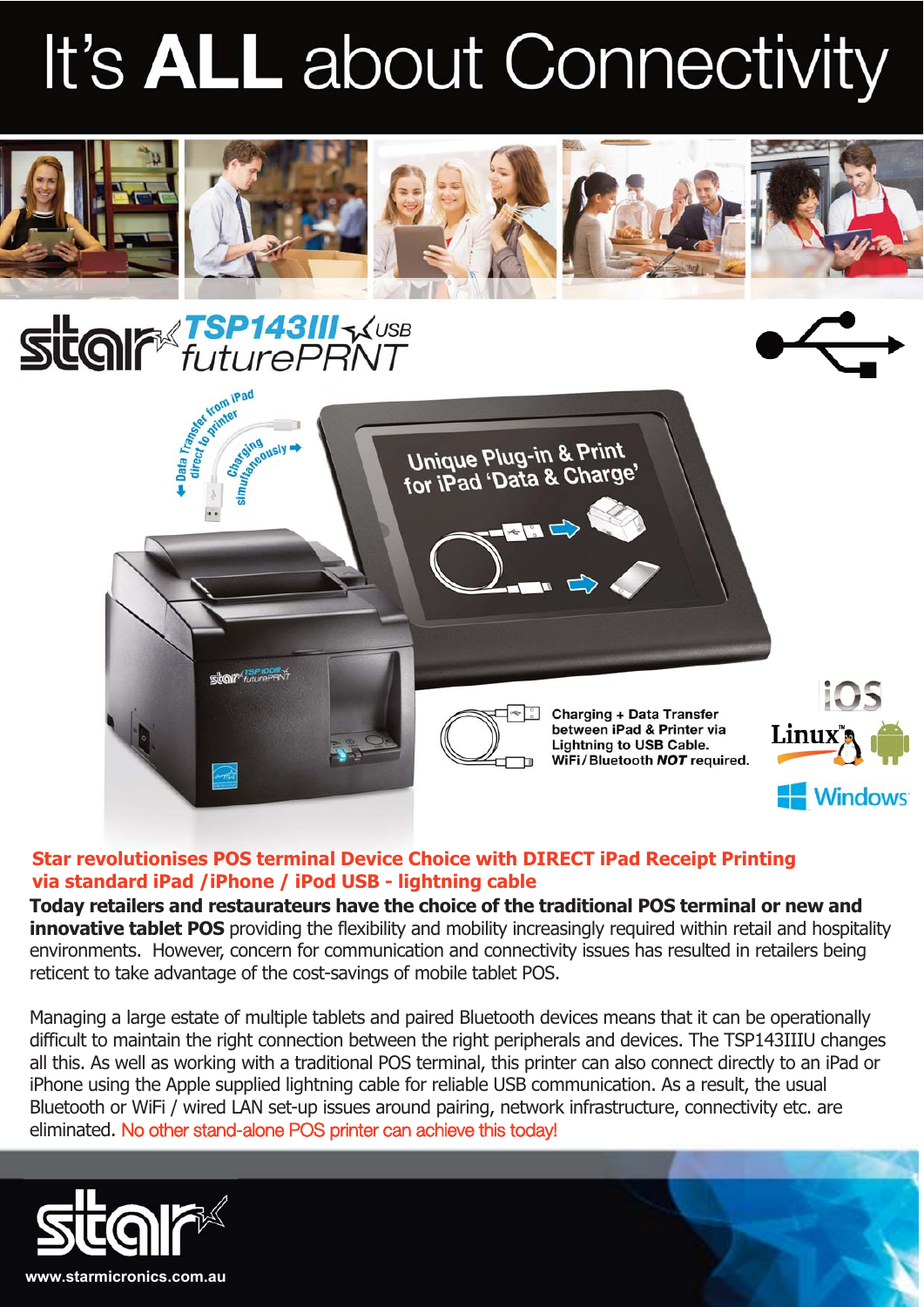# It's **ALL** about Connectivity

## star TSP143III USB futurePRNT

Data Transfer from iPad direct to printer

Charging simultaneously

Unique Plug-in & Print for iPad 'Data & Charge'

Charging + Data Transfer between iPad & Printer via Lightning to USB Cable. WiFi/Bluetooth *NOT* required.

iOS Linux Windows

**Star revolutionises POS terminal Device Choice with DIRECT iPad Receipt Printing via standard iPad /iPhone / iPod USB - lightning cable**

**Today retailers and restaurateurs have the choice of the traditional POS terminal or new and innovative tablet POS** providing the flexibility and mobility increasingly required within retail and hospitality environments. However, concern for communication and connectivity issues has resulted in retailers being reticent to take advantage of the cost-savings of mobile tablet POS.

Managing a large estate of multiple tablets and paired Bluetooth devices means that it can be operationally difficult to maintain the right connection between the right peripherals and devices. The TSP143IIIU changes all this. As well as working with a traditional POS terminal, this printer can also connect directly to an iPad or iPhone using the Apple supplied lightning cable for reliable USB communication. As a result, the usual Bluetooth or WiFi / wired LAN set-up issues around pairing, network infrastructure, connectivity etc. are eliminated. No other stand-alone POS printer can achieve this today!

www.starmicronics.com.au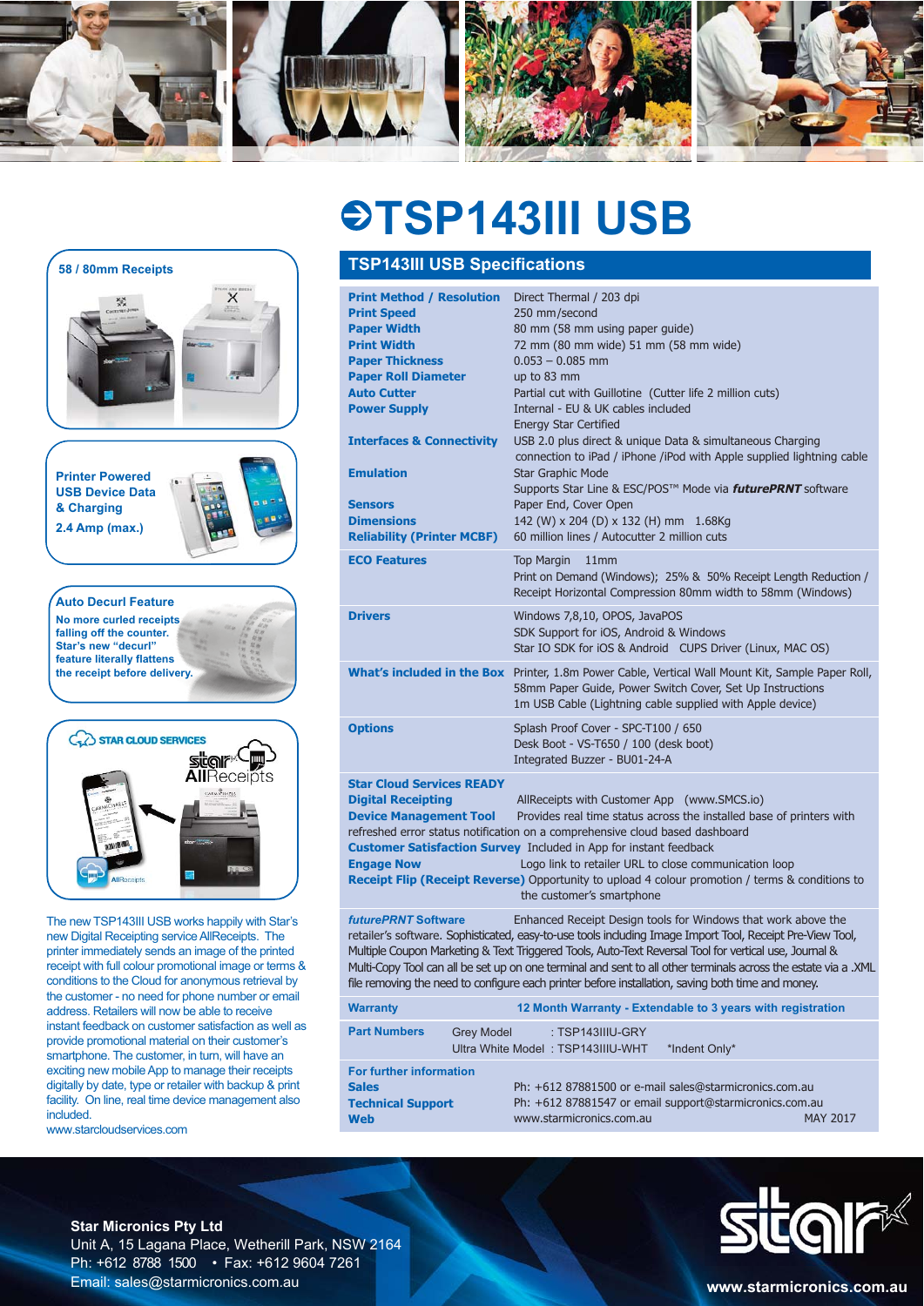# ➲TSP143III USB

## 58 / 80mm Receipts

**Printer Powered USB Device Data & Charging**

**2.4 Amp (max.)**

**Auto Decurl Feature**

**No more curled receipts falling off the counter. Star's new "decurl" feature literally flattens the receipt before delivery.**

**STAR CLOUD SERVICES**

star AllReceipts

The new TSP143III USB works happily with Star's new Digital Receipting service AllReceipts. The printer immediately sends an image of the printed receipt with full colour promotional image or terms & conditions to the Cloud for anonymous retrieval by the customer - no need for phone number or email address. Retailers will now be able to receive instant feedback on customer satisfaction as well as provide promotional material on their customer's smartphone. The customer, in turn, will have an exciting new mobile App to manage their receipts digitally by date, type or retailer with backup & print facility. On line, real time device management also included.
www.starcloudservices.com

## TSP143III USB Specifications

| | |
|---|---|
| **Print Method / Resolution** | Direct Thermal / 203 dpi |
| **Print Speed** | 250 mm/second |
| **Paper Width** | 80 mm (58 mm using paper guide) |
| **Print Width** | 72 mm (80 mm wide) 51 mm (58 mm wide) |
| **Paper Thickness** | 0.053 – 0.085 mm |
| **Paper Roll Diameter** | up to 83 mm |
| **Auto Cutter** | Partial cut with Guillotine (Cutter life 2 million cuts) |
| **Power Supply** | Internal - EU & UK cables included<br>Energy Star Certified |
| **Interfaces & Connectivity** | USB 2.0 plus direct & unique Data & simultaneous Charging connection to iPad / iPhone /iPod with Apple supplied lightning cable |
| **Emulation** | Star Graphic Mode<br>Supports Star Line & ESC/POS™ Mode via ***futurePRNT*** software |
| **Sensors** | Paper End, Cover Open |
| **Dimensions** | 142 (W) x 204 (D) x 132 (H) mm 1.68Kg |
| **Reliability (Printer MCBF)** | 60 million lines / Autocutter 2 million cuts |
| **ECO Features** | Top Margin 11mm<br>Print on Demand (Windows); 25% & 50% Receipt Length Reduction / Receipt Horizontal Compression 80mm width to 58mm (Windows) |
| **Drivers** | Windows 7,8,10, OPOS, JavaPOS<br>SDK Support for iOS, Android & Windows<br>Star IO SDK for iOS & Android CUPS Driver (Linux, MAC OS) |
| **What's included in the Box** | Printer, 1.8m Power Cable, Vertical Wall Mount Kit, Sample Paper Roll, 58mm Paper Guide, Power Switch Cover, Set Up Instructions<br>1m USB Cable (Lightning cable supplied with Apple device) |
| **Options** | Splash Proof Cover - SPC-T100 / 650<br>Desk Boot - VS-T650 / 100 (desk boot)<br>Integrated Buzzer - BU01-24-A |

**Star Cloud Services READY**

**Digital Receipting** AllReceipts with Customer App (www.SMCS.io)

**Device Management Tool** Provides real time status across the installed base of printers with refreshed error status notification on a comprehensive cloud based dashboard

**Customer Satisfaction Survey** Included in App for instant feedback

**Engage Now** Logo link to retailer URL to close communication loop

**Receipt Flip (Receipt Reverse)** Opportunity to upload 4 colour promotion / terms & conditions to the customer's smartphone

***futurePRNT* Software** Enhanced Receipt Design tools for Windows that work above the retailer's software. Sophisticated, easy-to-use tools including Image Import Tool, Receipt Pre-View Tool, Multiple Coupon Marketing & Text Triggered Tools, Auto-Text Reversal Tool for vertical use, Journal & Multi-Copy Tool can all be set up on one terminal and sent to all other terminals across the estate via a .XML file removing the need to configure each printer before installation, saving both time and money.

**Warranty** — **12 Month Warranty - Extendable to 3 years with registration**

**Part Numbers**
Grey Model : TSP143IIIU-GRY
Ultra White Model : TSP143IIIU-WHT *Indent Only*

**For further information**

| | |
|---|---|
| **Sales** | Ph: +612 87881500 or e-mail sales@starmicronics.com.au |
| **Technical Support** | Ph: +612 87881547 or email support@starmicronics.com.au |
| **Web** | www.starmicronics.com.au |

MAY 2017

**Star Micronics Pty Ltd**
Unit A, 15 Lagana Place, Wetherill Park, NSW 2164
Ph: +612 8788 1500 • Fax: +612 9604 7261
Email: sales@starmicronics.com.au

www.starmicronics.com.au